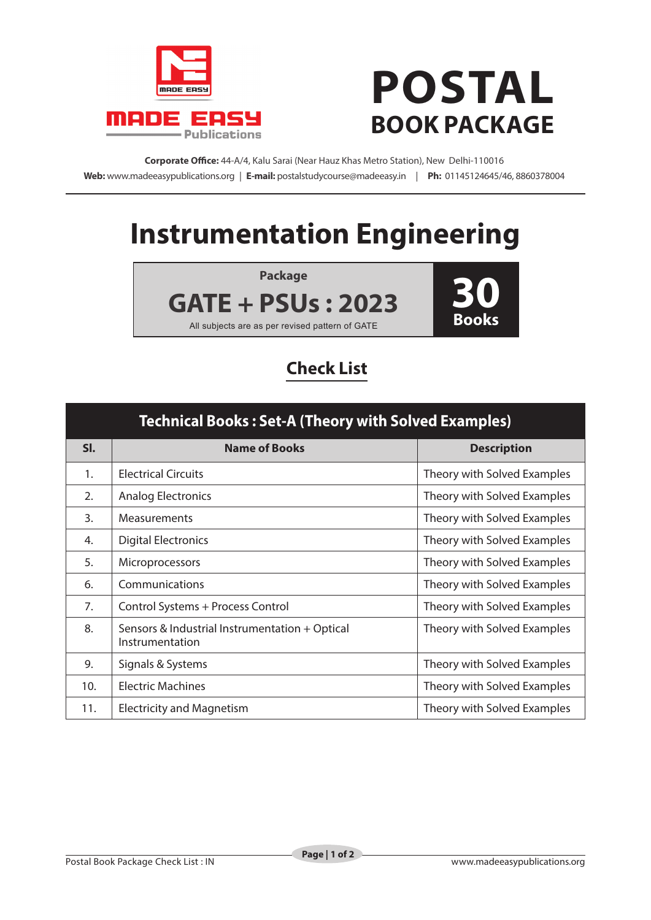MADE EASY Publications

# POSTAL
## BOOK PACKAGE

**Corporate Office:** 44-A/4, Kalu Sarai (Near Hauz Khas Metro Station), New Delhi-110016
**Web:** www.madeeasypublications.org | **E-mail:** postalstudycourse@madeeasy.in | **Ph:** 01145124645/46, 8860378004

# Instrumentation Engineering

**Package**

**GATE + PSUs : 2023**

All subjects are as per revised pattern of GATE

**30 Books**

## Check List

| Technical Books : Set-A (Theory with Solved Examples) | | |
|---|---|---|
| **Sl.** | **Name of Books** | **Description** |
| 1. | Electrical Circuits | Theory with Solved Examples |
| 2. | Analog Electronics | Theory with Solved Examples |
| 3. | Measurements | Theory with Solved Examples |
| 4. | Digital Electronics | Theory with Solved Examples |
| 5. | Microprocessors | Theory with Solved Examples |
| 6. | Communications | Theory with Solved Examples |
| 7. | Control Systems + Process Control | Theory with Solved Examples |
| 8. | Sensors & Industrial Instrumentation + Optical Instrumentation | Theory with Solved Examples |
| 9. | Signals & Systems | Theory with Solved Examples |
| 10. | Electric Machines | Theory with Solved Examples |
| 11. | Electricity and Magnetism | Theory with Solved Examples |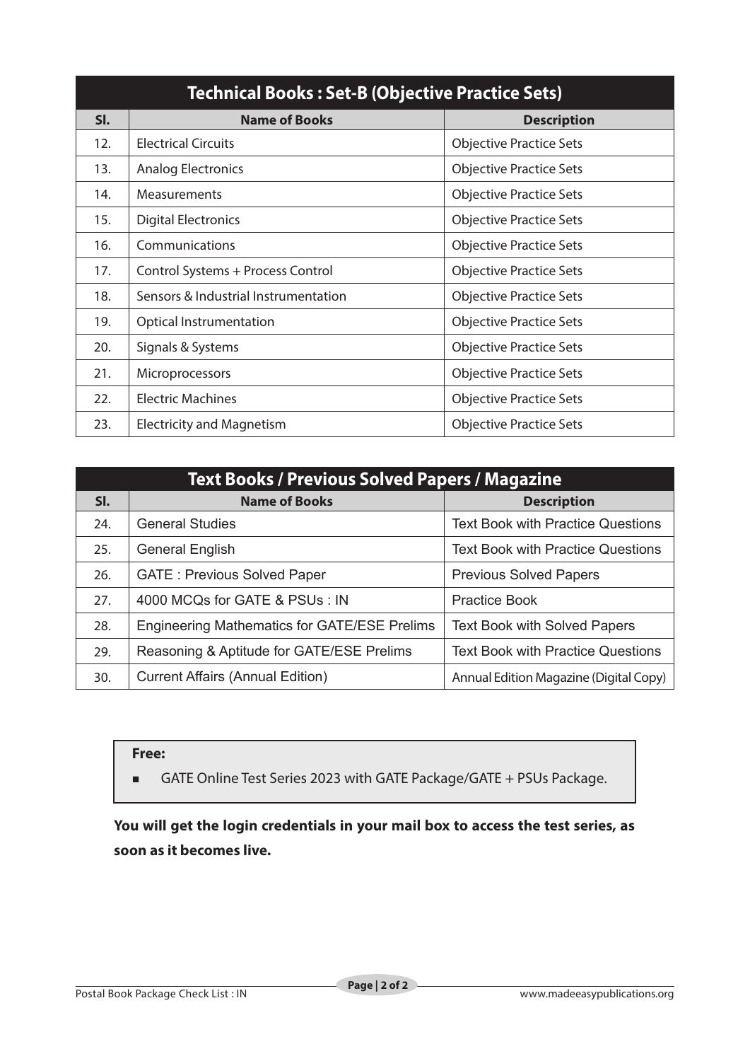## Technical Books : Set-B (Objective Practice Sets)

| Sl. | Name of Books | Description |
|---|---|---|
| 12. | Electrical Circuits | Objective Practice Sets |
| 13. | Analog Electronics | Objective Practice Sets |
| 14. | Measurements | Objective Practice Sets |
| 15. | Digital Electronics | Objective Practice Sets |
| 16. | Communications | Objective Practice Sets |
| 17. | Control Systems + Process Control | Objective Practice Sets |
| 18. | Sensors & Industrial Instrumentation | Objective Practice Sets |
| 19. | Optical Instrumentation | Objective Practice Sets |
| 20. | Signals & Systems | Objective Practice Sets |
| 21. | Microprocessors | Objective Practice Sets |
| 22. | Electric Machines | Objective Practice Sets |
| 23. | Electricity and Magnetism | Objective Practice Sets |

## Text Books / Previous Solved Papers / Magazine

| Sl. | Name of Books | Description |
|---|---|---|
| 24. | General Studies | Text Book with Practice Questions |
| 25. | General English | Text Book with Practice Questions |
| 26. | GATE : Previous Solved Paper | Previous Solved Papers |
| 27. | 4000 MCQs for GATE & PSUs : IN | Practice Book |
| 28. | Engineering Mathematics for GATE/ESE Prelims | Text Book with Solved Papers |
| 29. | Reasoning & Aptitude for GATE/ESE Prelims | Text Book with Practice Questions |
| 30. | Current Affairs (Annual Edition) | Annual Edition Magazine (Digital Copy) |

**Free:**

- GATE Online Test Series 2023 with GATE Package/GATE + PSUs Package.

**You will get the login credentials in your mail box to access the test series, as soon as it becomes live.**